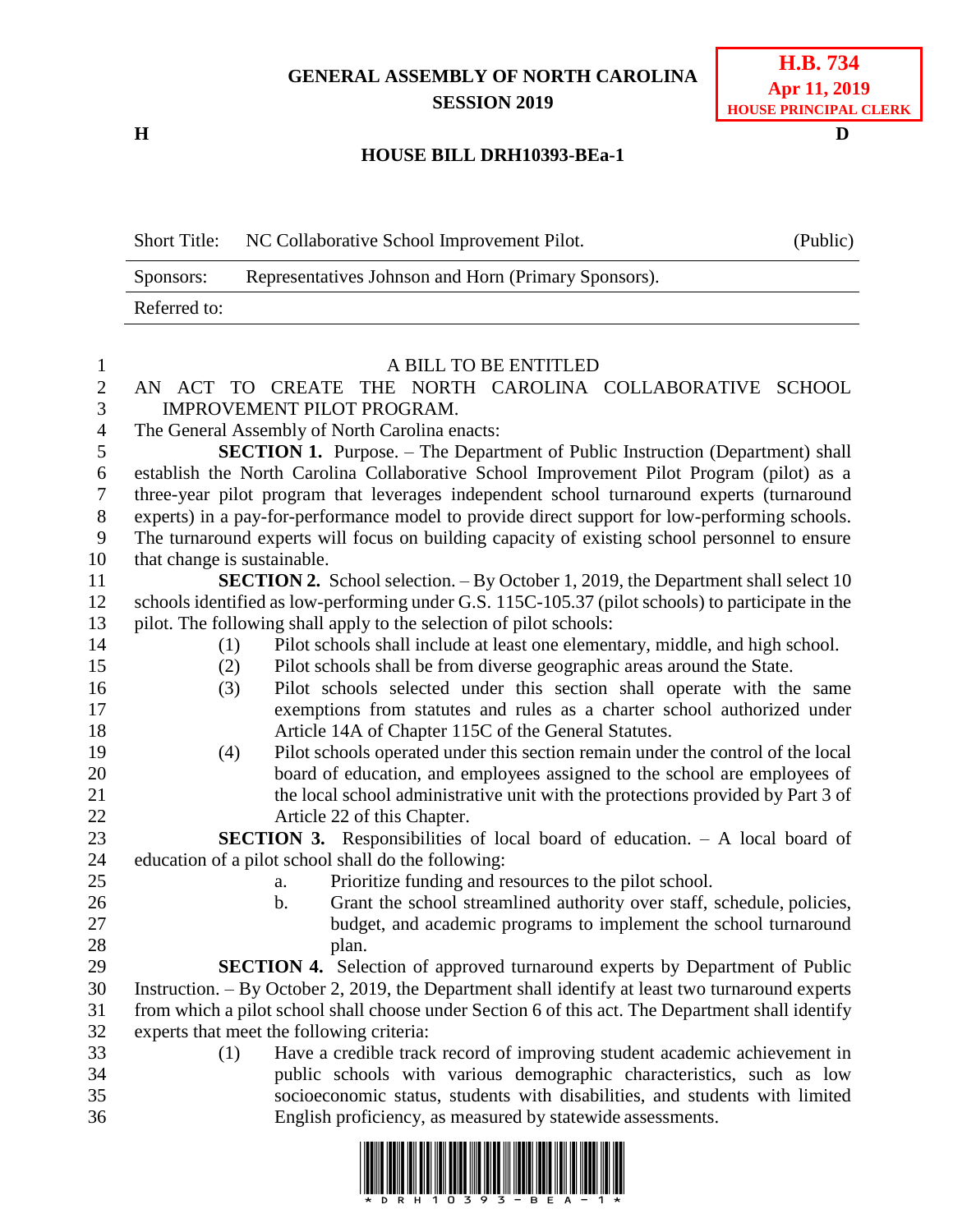GENERAL ASSEMBLY OF NORTH CAROLINA
SESSION 2019

**H.B. 734**
**Apr 11, 2019**
**HOUSE PRINCIPAL CLERK**

H D

**HOUSE BILL DRH10393-BEa-1**

| Short Title: | NC Collaborative School Improvement Pilot. | (Public) |
|---|---|---|
| Sponsors: | Representatives Johnson and Horn (Primary Sponsors). | |
| Referred to: | | |

A BILL TO BE ENTITLED

AN ACT TO CREATE THE NORTH CAROLINA COLLABORATIVE SCHOOL IMPROVEMENT PILOT PROGRAM.

The General Assembly of North Carolina enacts:

**SECTION 1.** Purpose. – The Department of Public Instruction (Department) shall establish the North Carolina Collaborative School Improvement Pilot Program (pilot) as a three-year pilot program that leverages independent school turnaround experts (turnaround experts) in a pay-for-performance model to provide direct support for low-performing schools. The turnaround experts will focus on building capacity of existing school personnel to ensure that change is sustainable.

**SECTION 2.** School selection. – By October 1, 2019, the Department shall select 10 schools identified as low-performing under G.S. 115C-105.37 (pilot schools) to participate in the pilot. The following shall apply to the selection of pilot schools:

(1) Pilot schools shall include at least one elementary, middle, and high school.
(2) Pilot schools shall be from diverse geographic areas around the State.
(3) Pilot schools selected under this section shall operate with the same exemptions from statutes and rules as a charter school authorized under Article 14A of Chapter 115C of the General Statutes.
(4) Pilot schools operated under this section remain under the control of the local board of education, and employees assigned to the school are employees of the local school administrative unit with the protections provided by Part 3 of Article 22 of this Chapter.

**SECTION 3.** Responsibilities of local board of education. – A local board of education of a pilot school shall do the following:

a. Prioritize funding and resources to the pilot school.
b. Grant the school streamlined authority over staff, schedule, policies, budget, and academic programs to implement the school turnaround plan.

**SECTION 4.** Selection of approved turnaround experts by Department of Public Instruction. – By October 2, 2019, the Department shall identify at least two turnaround experts from which a pilot school shall choose under Section 6 of this act. The Department shall identify experts that meet the following criteria:

(1) Have a credible track record of improving student academic achievement in public schools with various demographic characteristics, such as low socioeconomic status, students with disabilities, and students with limited English proficiency, as measured by statewide assessments.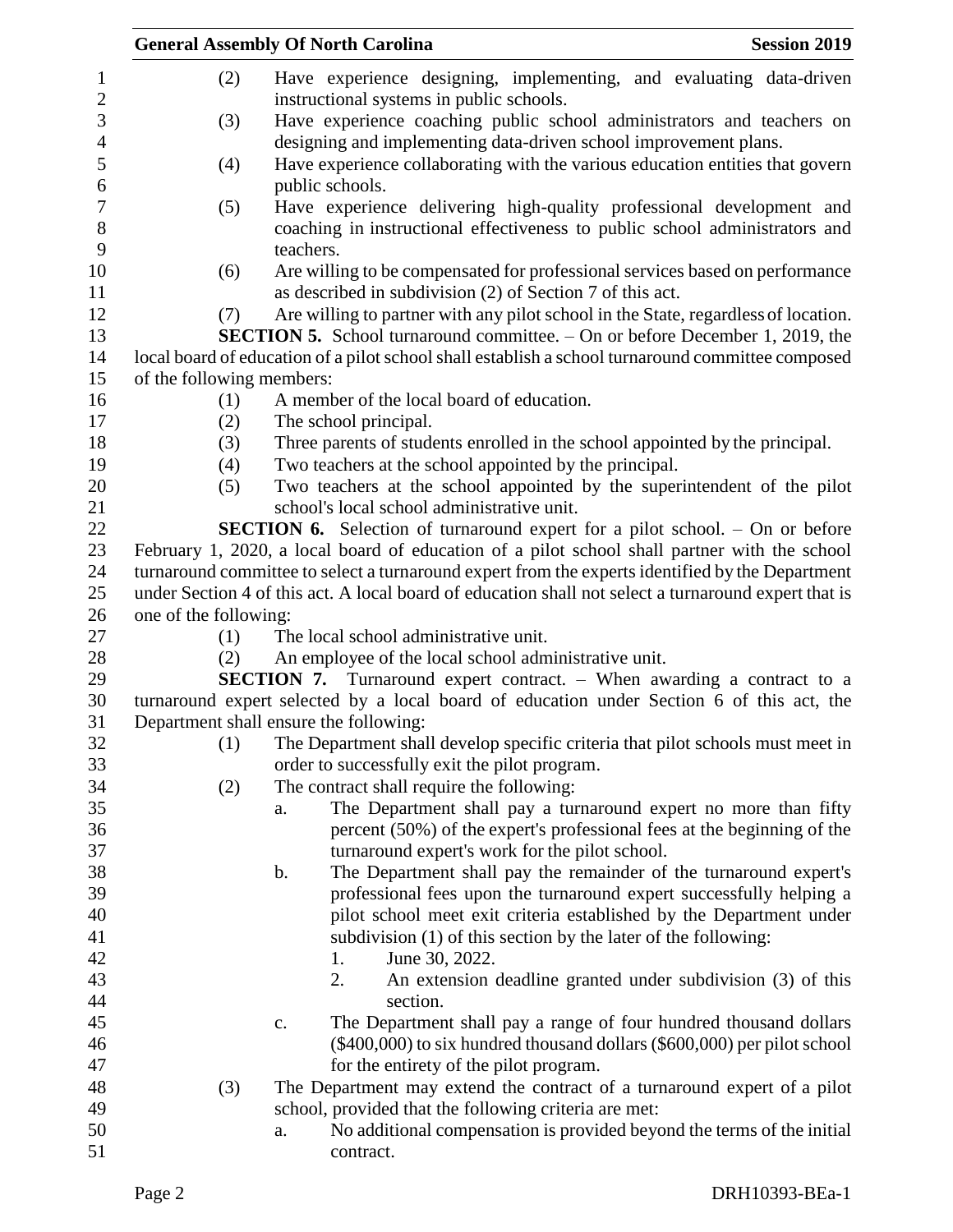(2) Have experience designing, implementing, and evaluating data-driven instructional systems in public schools.

(3) Have experience coaching public school administrators and teachers on designing and implementing data-driven school improvement plans.

(4) Have experience collaborating with the various education entities that govern public schools.

(5) Have experience delivering high-quality professional development and coaching in instructional effectiveness to public school administrators and teachers.

(6) Are willing to be compensated for professional services based on performance as described in subdivision (2) of Section 7 of this act.

(7) Are willing to partner with any pilot school in the State, regardless of location.

**SECTION 5.** School turnaround committee. – On or before December 1, 2019, the local board of education of a pilot school shall establish a school turnaround committee composed of the following members:

(1) A member of the local board of education.

(2) The school principal.

(3) Three parents of students enrolled in the school appointed by the principal.

(4) Two teachers at the school appointed by the principal.

(5) Two teachers at the school appointed by the superintendent of the pilot school's local school administrative unit.

**SECTION 6.** Selection of turnaround expert for a pilot school. – On or before February 1, 2020, a local board of education of a pilot school shall partner with the school turnaround committee to select a turnaround expert from the experts identified by the Department under Section 4 of this act. A local board of education shall not select a turnaround expert that is one of the following:

(1) The local school administrative unit.

(2) An employee of the local school administrative unit.

**SECTION 7.** Turnaround expert contract. – When awarding a contract to a turnaround expert selected by a local board of education under Section 6 of this act, the Department shall ensure the following:

(1) The Department shall develop specific criteria that pilot schools must meet in order to successfully exit the pilot program.

(2) The contract shall require the following:

a. The Department shall pay a turnaround expert no more than fifty percent (50%) of the expert's professional fees at the beginning of the turnaround expert's work for the pilot school.

b. The Department shall pay the remainder of the turnaround expert's professional fees upon the turnaround expert successfully helping a pilot school meet exit criteria established by the Department under subdivision (1) of this section by the later of the following:

1. June 30, 2022.

2. An extension deadline granted under subdivision (3) of this section.

c. The Department shall pay a range of four hundred thousand dollars ($400,000) to six hundred thousand dollars ($600,000) per pilot school for the entirety of the pilot program.

(3) The Department may extend the contract of a turnaround expert of a pilot school, provided that the following criteria are met:

a. No additional compensation is provided beyond the terms of the initial contract.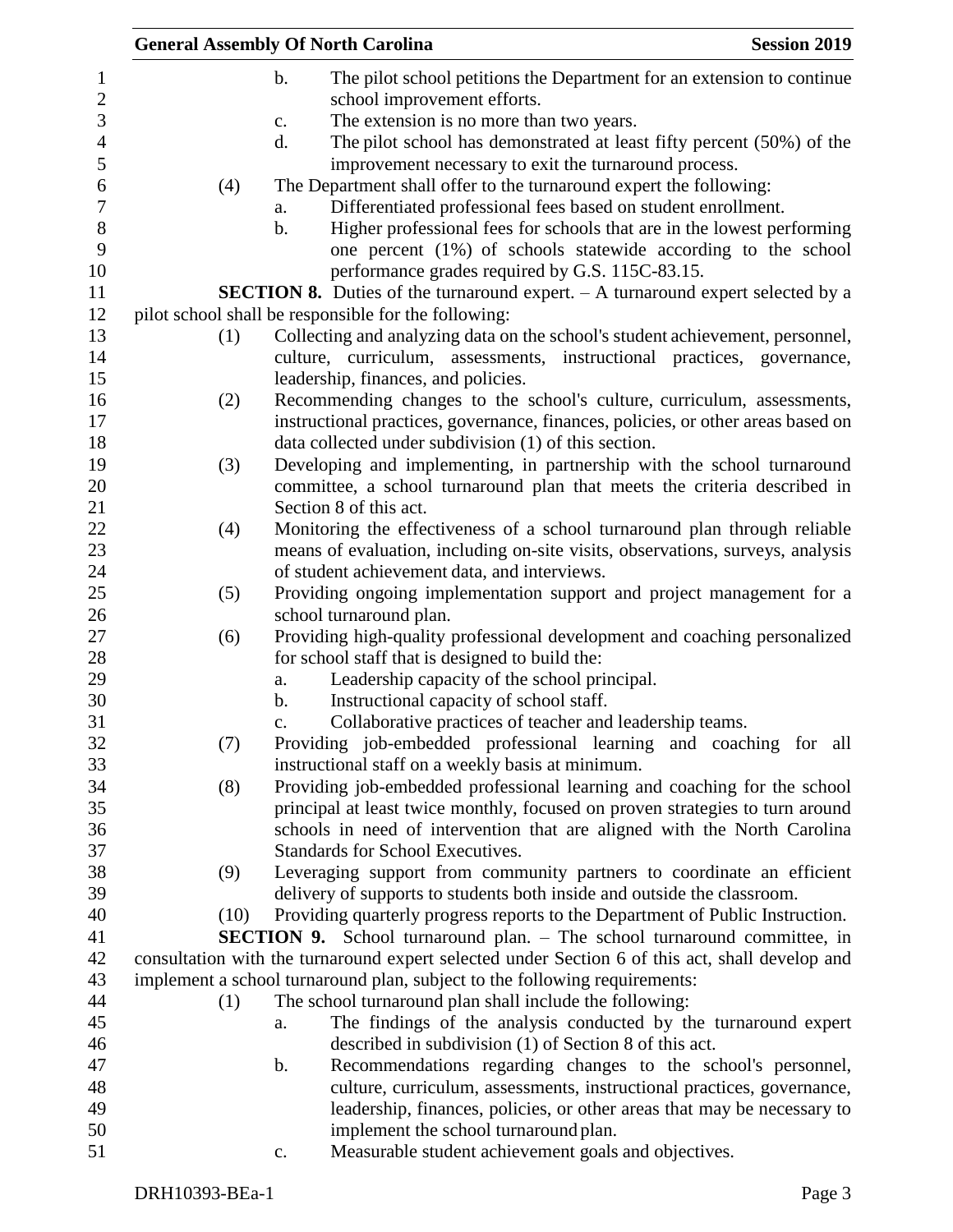b. The pilot school petitions the Department for an extension to continue school improvement efforts.

c. The extension is no more than two years.

d. The pilot school has demonstrated at least fifty percent (50%) of the improvement necessary to exit the turnaround process.

(4) The Department shall offer to the turnaround expert the following:

a. Differentiated professional fees based on student enrollment.

b. Higher professional fees for schools that are in the lowest performing one percent (1%) of schools statewide according to the school performance grades required by G.S. 115C-83.15.

**SECTION 8.** Duties of the turnaround expert. – A turnaround expert selected by a pilot school shall be responsible for the following:

(1) Collecting and analyzing data on the school's student achievement, personnel, culture, curriculum, assessments, instructional practices, governance, leadership, finances, and policies.

(2) Recommending changes to the school's culture, curriculum, assessments, instructional practices, governance, finances, policies, or other areas based on data collected under subdivision (1) of this section.

(3) Developing and implementing, in partnership with the school turnaround committee, a school turnaround plan that meets the criteria described in Section 8 of this act.

(4) Monitoring the effectiveness of a school turnaround plan through reliable means of evaluation, including on-site visits, observations, surveys, analysis of student achievement data, and interviews.

(5) Providing ongoing implementation support and project management for a school turnaround plan.

(6) Providing high-quality professional development and coaching personalized for school staff that is designed to build the:

a. Leadership capacity of the school principal.

b. Instructional capacity of school staff.

c. Collaborative practices of teacher and leadership teams.

(7) Providing job-embedded professional learning and coaching for all instructional staff on a weekly basis at minimum.

(8) Providing job-embedded professional learning and coaching for the school principal at least twice monthly, focused on proven strategies to turn around schools in need of intervention that are aligned with the North Carolina Standards for School Executives.

(9) Leveraging support from community partners to coordinate an efficient delivery of supports to students both inside and outside the classroom.

(10) Providing quarterly progress reports to the Department of Public Instruction.

**SECTION 9.** School turnaround plan. – The school turnaround committee, in consultation with the turnaround expert selected under Section 6 of this act, shall develop and implement a school turnaround plan, subject to the following requirements:

(1) The school turnaround plan shall include the following:

a. The findings of the analysis conducted by the turnaround expert described in subdivision (1) of Section 8 of this act.

b. Recommendations regarding changes to the school's personnel, culture, curriculum, assessments, instructional practices, governance, leadership, finances, policies, or other areas that may be necessary to implement the school turnaround plan.

c. Measurable student achievement goals and objectives.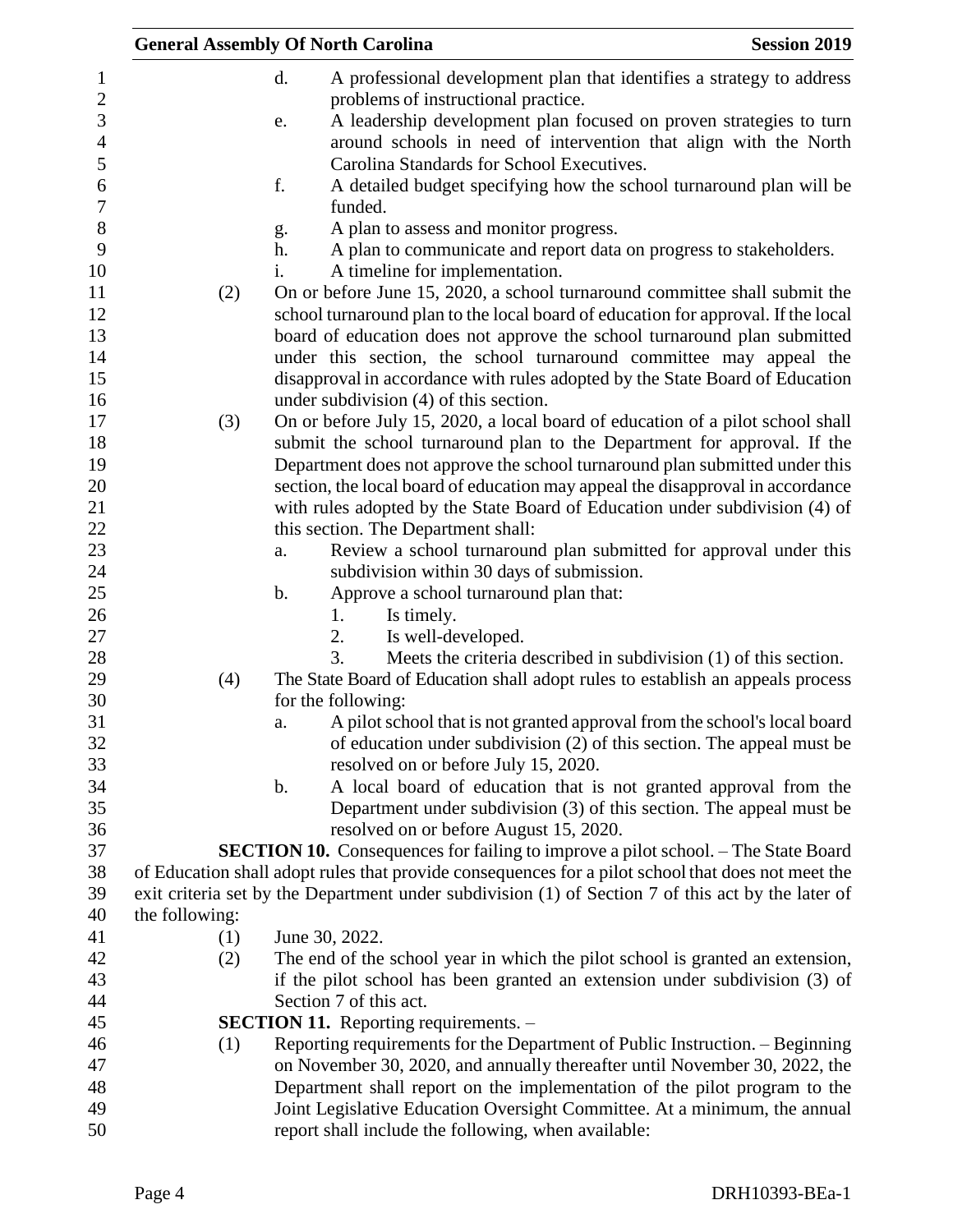d. A professional development plan that identifies a strategy to address problems of instructional practice.

e. A leadership development plan focused on proven strategies to turn around schools in need of intervention that align with the North Carolina Standards for School Executives.

f. A detailed budget specifying how the school turnaround plan will be funded.

g. A plan to assess and monitor progress.

h. A plan to communicate and report data on progress to stakeholders.

i. A timeline for implementation.

(2) On or before June 15, 2020, a school turnaround committee shall submit the school turnaround plan to the local board of education for approval. If the local board of education does not approve the school turnaround plan submitted under this section, the school turnaround committee may appeal the disapproval in accordance with rules adopted by the State Board of Education under subdivision (4) of this section.

(3) On or before July 15, 2020, a local board of education of a pilot school shall submit the school turnaround plan to the Department for approval. If the Department does not approve the school turnaround plan submitted under this section, the local board of education may appeal the disapproval in accordance with rules adopted by the State Board of Education under subdivision (4) of this section. The Department shall:

a. Review a school turnaround plan submitted for approval under this subdivision within 30 days of submission.

b. Approve a school turnaround plan that:

1. Is timely.
2. Is well-developed.
3. Meets the criteria described in subdivision (1) of this section.

(4) The State Board of Education shall adopt rules to establish an appeals process for the following:

a. A pilot school that is not granted approval from the school's local board of education under subdivision (2) of this section. The appeal must be resolved on or before July 15, 2020.

b. A local board of education that is not granted approval from the Department under subdivision (3) of this section. The appeal must be resolved on or before August 15, 2020.

**SECTION 10.** Consequences for failing to improve a pilot school. – The State Board of Education shall adopt rules that provide consequences for a pilot school that does not meet the exit criteria set by the Department under subdivision (1) of Section 7 of this act by the later of the following:

(1) June 30, 2022.

(2) The end of the school year in which the pilot school is granted an extension, if the pilot school has been granted an extension under subdivision (3) of Section 7 of this act.

**SECTION 11.** Reporting requirements. –

(1) Reporting requirements for the Department of Public Instruction. – Beginning on November 30, 2020, and annually thereafter until November 30, 2022, the Department shall report on the implementation of the pilot program to the Joint Legislative Education Oversight Committee. At a minimum, the annual report shall include the following, when available: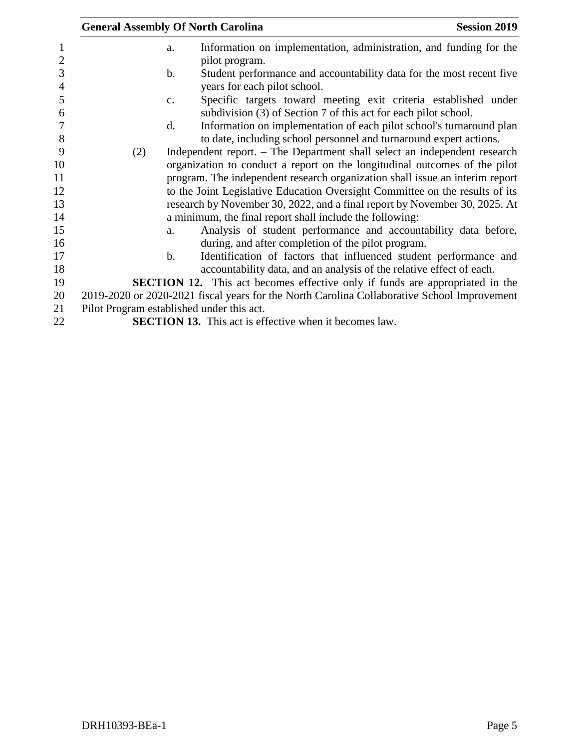a. Information on implementation, administration, and funding for the pilot program.

b. Student performance and accountability data for the most recent five years for each pilot school.

c. Specific targets toward meeting exit criteria established under subdivision (3) of Section 7 of this act for each pilot school.

d. Information on implementation of each pilot school's turnaround plan to date, including school personnel and turnaround expert actions.

(2) Independent report. – The Department shall select an independent research organization to conduct a report on the longitudinal outcomes of the pilot program. The independent research organization shall issue an interim report to the Joint Legislative Education Oversight Committee on the results of its research by November 30, 2022, and a final report by November 30, 2025. At a minimum, the final report shall include the following:

a. Analysis of student performance and accountability data before, during, and after completion of the pilot program.

b. Identification of factors that influenced student performance and accountability data, and an analysis of the relative effect of each.

**SECTION 12.** This act becomes effective only if funds are appropriated in the 2019-2020 or 2020-2021 fiscal years for the North Carolina Collaborative School Improvement Pilot Program established under this act.

**SECTION 13.** This act is effective when it becomes law.